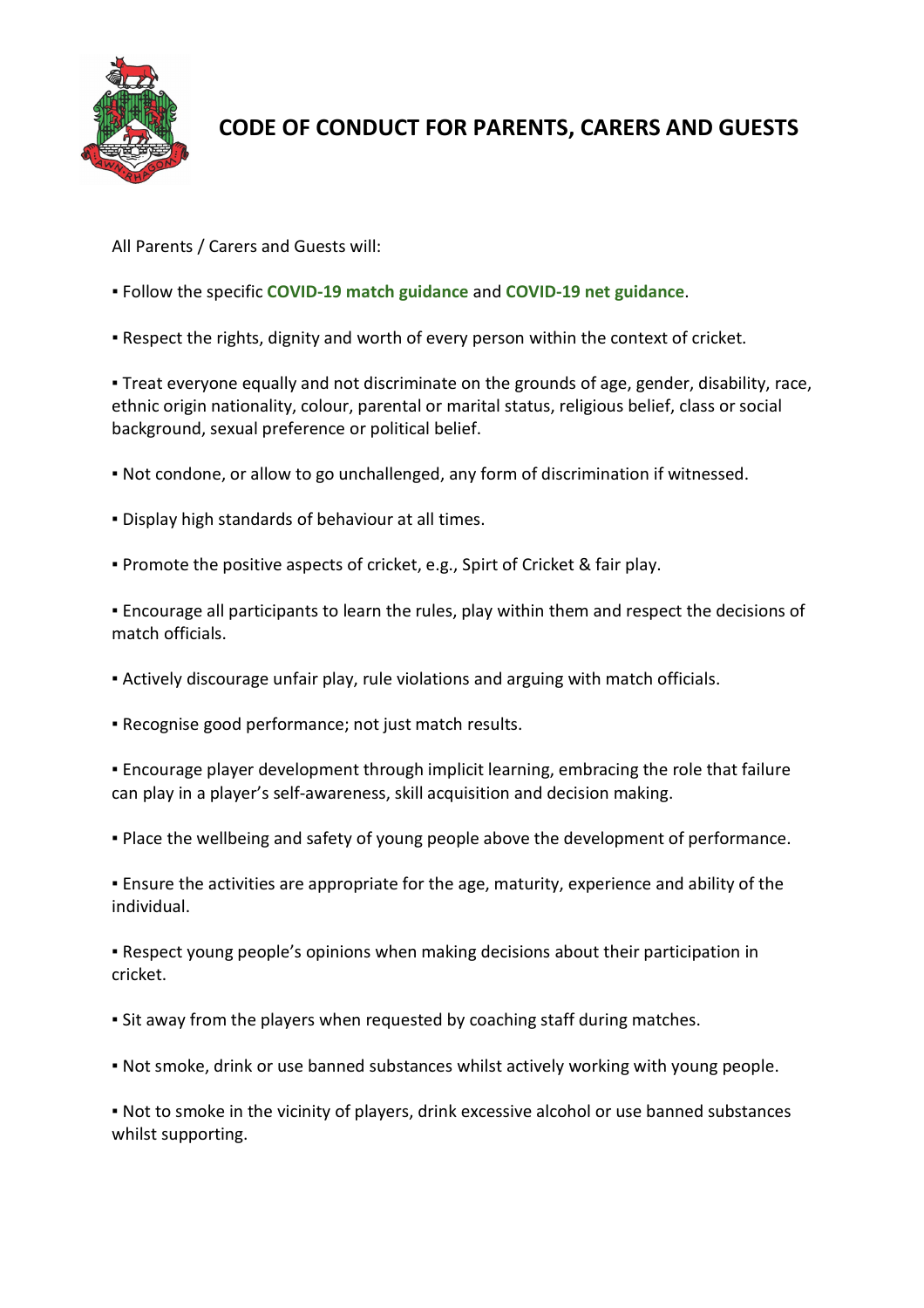# CODE OF CONDUCT FOR PARENTS, CARERS AND GUESTS

All Parents / Carers and Guests will:

▪ Follow the specific **COVID-19 match guidance** and **COVID-19 net guidance**.

▪ Respect the rights, dignity and worth of every person within the context of cricket.

▪ Treat everyone equally and not discriminate on the grounds of age, gender, disability, race, ethnic origin nationality, colour, parental or marital status, religious belief, class or social background, sexual preference or political belief.

▪ Not condone, or allow to go unchallenged, any form of discrimination if witnessed.

▪ Display high standards of behaviour at all times.

▪ Promote the positive aspects of cricket, e.g., Spirt of Cricket & fair play.

▪ Encourage all participants to learn the rules, play within them and respect the decisions of match officials.

▪ Actively discourage unfair play, rule violations and arguing with match officials.

▪ Recognise good performance; not just match results.

▪ Encourage player development through implicit learning, embracing the role that failure can play in a player's self-awareness, skill acquisition and decision making.

▪ Place the wellbeing and safety of young people above the development of performance.

▪ Ensure the activities are appropriate for the age, maturity, experience and ability of the individual.

▪ Respect young people's opinions when making decisions about their participation in cricket.

▪ Sit away from the players when requested by coaching staff during matches.

▪ Not smoke, drink or use banned substances whilst actively working with young people.

▪ Not to smoke in the vicinity of players, drink excessive alcohol or use banned substances whilst supporting.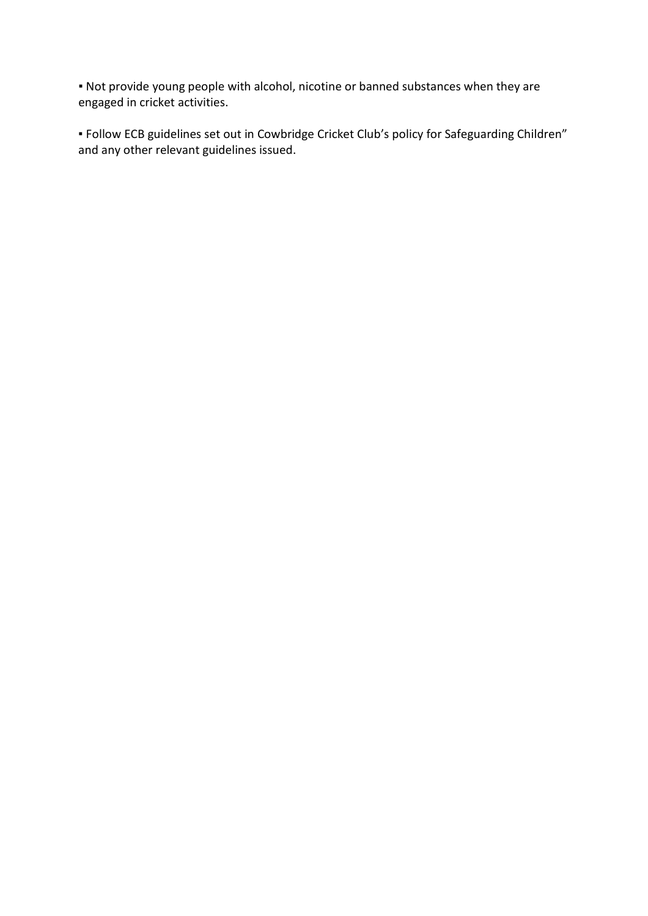▪ Not provide young people with alcohol, nicotine or banned substances when they are engaged in cricket activities.

▪ Follow ECB guidelines set out in Cowbridge Cricket Club's policy for Safeguarding Children" and any other relevant guidelines issued.